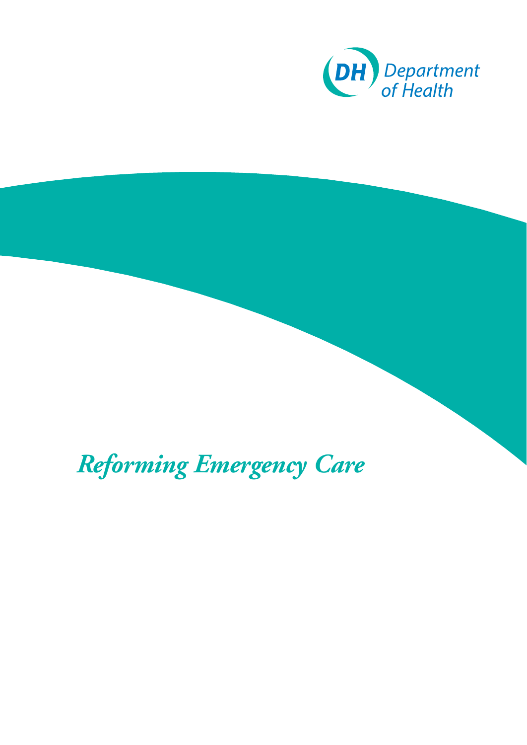DH Department of Health

# *Reforming Emergency Care*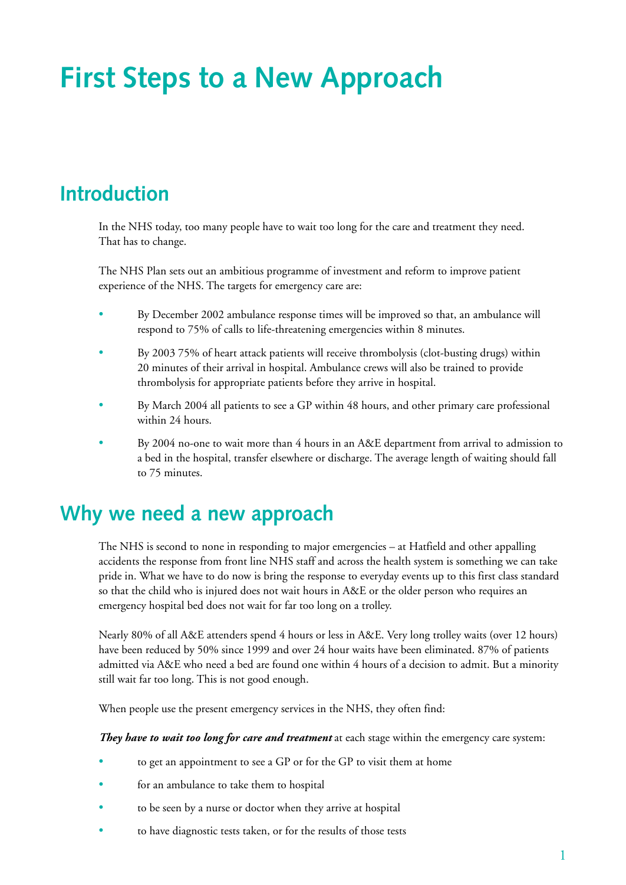# First Steps to a New Approach

## Introduction

In the NHS today, too many people have to wait too long for the care and treatment they need. That has to change.

The NHS Plan sets out an ambitious programme of investment and reform to improve patient experience of the NHS. The targets for emergency care are:

- By December 2002 ambulance response times will be improved so that, an ambulance will respond to 75% of calls to life-threatening emergencies within 8 minutes.
- By 2003 75% of heart attack patients will receive thrombolysis (clot-busting drugs) within 20 minutes of their arrival in hospital. Ambulance crews will also be trained to provide thrombolysis for appropriate patients before they arrive in hospital.
- By March 2004 all patients to see a GP within 48 hours, and other primary care professional within 24 hours.
- By 2004 no-one to wait more than 4 hours in an A&E department from arrival to admission to a bed in the hospital, transfer elsewhere or discharge. The average length of waiting should fall to 75 minutes.

## Why we need a new approach

The NHS is second to none in responding to major emergencies – at Hatfield and other appalling accidents the response from front line NHS staff and across the health system is something we can take pride in. What we have to do now is bring the response to everyday events up to this first class standard so that the child who is injured does not wait hours in A&E or the older person who requires an emergency hospital bed does not wait for far too long on a trolley.

Nearly 80% of all A&E attenders spend 4 hours or less in A&E. Very long trolley waits (over 12 hours) have been reduced by 50% since 1999 and over 24 hour waits have been eliminated. 87% of patients admitted via A&E who need a bed are found one within 4 hours of a decision to admit. But a minority still wait far too long. This is not good enough.

When people use the present emergency services in the NHS, they often find:

***They have to wait too long for care and treatment*** at each stage within the emergency care system:

- to get an appointment to see a GP or for the GP to visit them at home
- for an ambulance to take them to hospital
- to be seen by a nurse or doctor when they arrive at hospital
- to have diagnostic tests taken, or for the results of those tests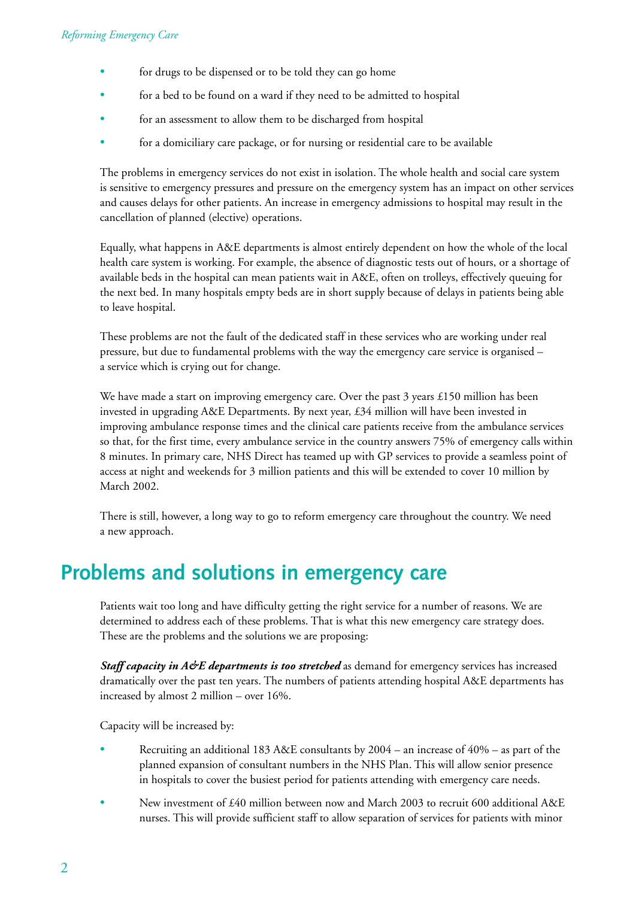- for drugs to be dispensed or to be told they can go home
- for a bed to be found on a ward if they need to be admitted to hospital
- for an assessment to allow them to be discharged from hospital
- for a domiciliary care package, or for nursing or residential care to be available

The problems in emergency services do not exist in isolation. The whole health and social care system is sensitive to emergency pressures and pressure on the emergency system has an impact on other services and causes delays for other patients. An increase in emergency admissions to hospital may result in the cancellation of planned (elective) operations.

Equally, what happens in A&E departments is almost entirely dependent on how the whole of the local health care system is working. For example, the absence of diagnostic tests out of hours, or a shortage of available beds in the hospital can mean patients wait in A&E, often on trolleys, effectively queuing for the next bed. In many hospitals empty beds are in short supply because of delays in patients being able to leave hospital.

These problems are not the fault of the dedicated staff in these services who are working under real pressure, but due to fundamental problems with the way the emergency care service is organised – a service which is crying out for change.

We have made a start on improving emergency care. Over the past 3 years £150 million has been invested in upgrading A&E Departments. By next year, £34 million will have been invested in improving ambulance response times and the clinical care patients receive from the ambulance services so that, for the first time, every ambulance service in the country answers 75% of emergency calls within 8 minutes. In primary care, NHS Direct has teamed up with GP services to provide a seamless point of access at night and weekends for 3 million patients and this will be extended to cover 10 million by March 2002.

There is still, however, a long way to go to reform emergency care throughout the country. We need a new approach.

## Problems and solutions in emergency care

Patients wait too long and have difficulty getting the right service for a number of reasons. We are determined to address each of these problems. That is what this new emergency care strategy does. These are the problems and the solutions we are proposing:

***Staff capacity in A&E departments is too stretched*** as demand for emergency services has increased dramatically over the past ten years. The numbers of patients attending hospital A&E departments has increased by almost 2 million – over 16%.

Capacity will be increased by:

- Recruiting an additional 183 A&E consultants by 2004 – an increase of 40% – as part of the planned expansion of consultant numbers in the NHS Plan. This will allow senior presence in hospitals to cover the busiest period for patients attending with emergency care needs.
- New investment of £40 million between now and March 2003 to recruit 600 additional A&E nurses. This will provide sufficient staff to allow separation of services for patients with minor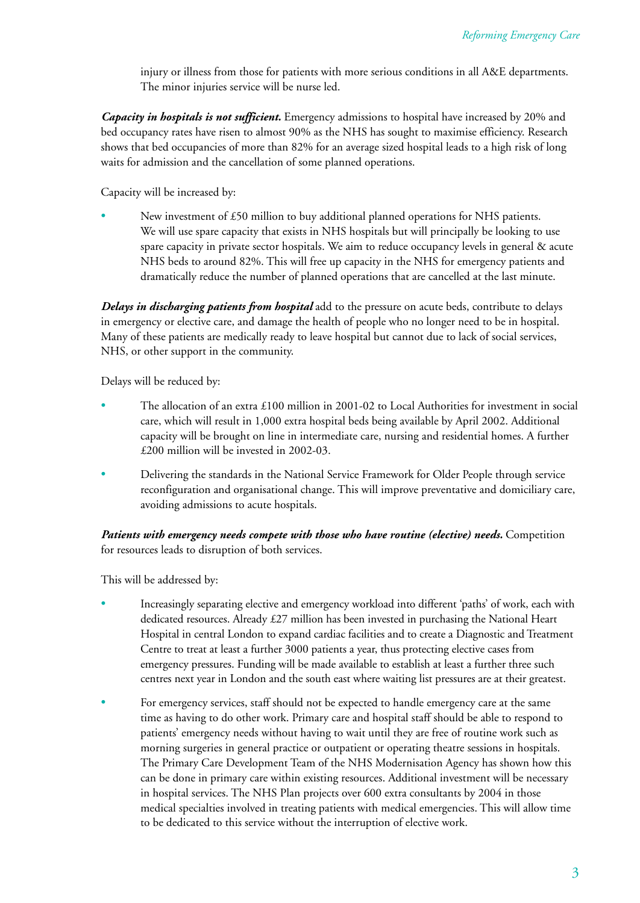injury or illness from those for patients with more serious conditions in all A&E departments. The minor injuries service will be nurse led.

***Capacity in hospitals is not sufficient.*** Emergency admissions to hospital have increased by 20% and bed occupancy rates have risen to almost 90% as the NHS has sought to maximise efficiency. Research shows that bed occupancies of more than 82% for an average sized hospital leads to a high risk of long waits for admission and the cancellation of some planned operations.

Capacity will be increased by:

- New investment of £50 million to buy additional planned operations for NHS patients. We will use spare capacity that exists in NHS hospitals but will principally be looking to use spare capacity in private sector hospitals. We aim to reduce occupancy levels in general & acute NHS beds to around 82%. This will free up capacity in the NHS for emergency patients and dramatically reduce the number of planned operations that are cancelled at the last minute.

***Delays in discharging patients from hospital*** add to the pressure on acute beds, contribute to delays in emergency or elective care, and damage the health of people who no longer need to be in hospital. Many of these patients are medically ready to leave hospital but cannot due to lack of social services, NHS, or other support in the community.

Delays will be reduced by:

- The allocation of an extra £100 million in 2001-02 to Local Authorities for investment in social care, which will result in 1,000 extra hospital beds being available by April 2002. Additional capacity will be brought on line in intermediate care, nursing and residential homes. A further £200 million will be invested in 2002-03.
- Delivering the standards in the National Service Framework for Older People through service reconfiguration and organisational change. This will improve preventative and domiciliary care, avoiding admissions to acute hospitals.

***Patients with emergency needs compete with those who have routine (elective) needs.*** Competition for resources leads to disruption of both services.

This will be addressed by:

- Increasingly separating elective and emergency workload into different 'paths' of work, each with dedicated resources. Already £27 million has been invested in purchasing the National Heart Hospital in central London to expand cardiac facilities and to create a Diagnostic and Treatment Centre to treat at least a further 3000 patients a year, thus protecting elective cases from emergency pressures. Funding will be made available to establish at least a further three such centres next year in London and the south east where waiting list pressures are at their greatest.
- For emergency services, staff should not be expected to handle emergency care at the same time as having to do other work. Primary care and hospital staff should be able to respond to patients' emergency needs without having to wait until they are free of routine work such as morning surgeries in general practice or outpatient or operating theatre sessions in hospitals. The Primary Care Development Team of the NHS Modernisation Agency has shown how this can be done in primary care within existing resources. Additional investment will be necessary in hospital services. The NHS Plan projects over 600 extra consultants by 2004 in those medical specialties involved in treating patients with medical emergencies. This will allow time to be dedicated to this service without the interruption of elective work.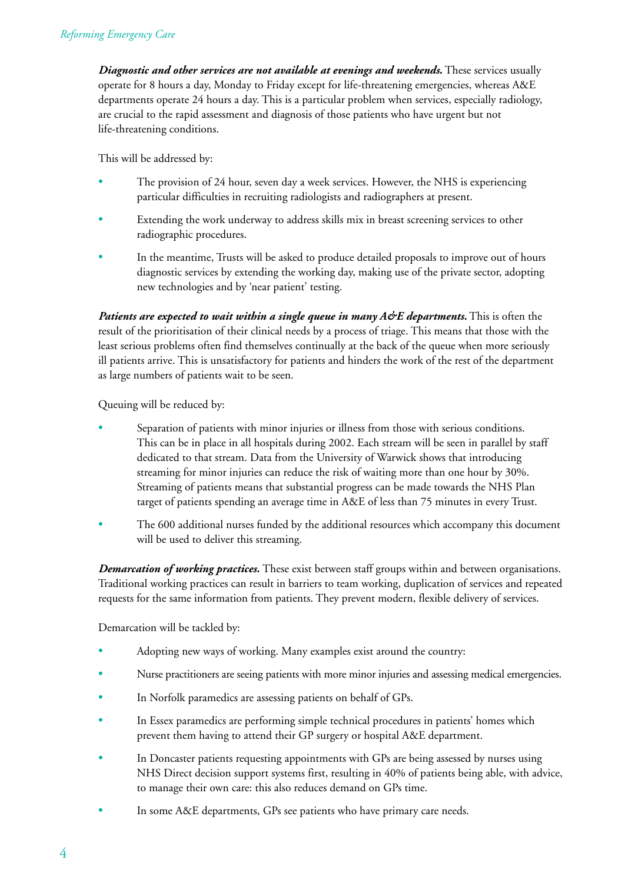***Diagnostic and other services are not available at evenings and weekends.*** These services usually operate for 8 hours a day, Monday to Friday except for life-threatening emergencies, whereas A&E departments operate 24 hours a day. This is a particular problem when services, especially radiology, are crucial to the rapid assessment and diagnosis of those patients who have urgent but not life-threatening conditions.

This will be addressed by:

- The provision of 24 hour, seven day a week services. However, the NHS is experiencing particular difficulties in recruiting radiologists and radiographers at present.
- Extending the work underway to address skills mix in breast screening services to other radiographic procedures.
- In the meantime, Trusts will be asked to produce detailed proposals to improve out of hours diagnostic services by extending the working day, making use of the private sector, adopting new technologies and by 'near patient' testing.

***Patients are expected to wait within a single queue in many A&E departments.*** This is often the result of the prioritisation of their clinical needs by a process of triage. This means that those with the least serious problems often find themselves continually at the back of the queue when more seriously ill patients arrive. This is unsatisfactory for patients and hinders the work of the rest of the department as large numbers of patients wait to be seen.

Queuing will be reduced by:

- Separation of patients with minor injuries or illness from those with serious conditions. This can be in place in all hospitals during 2002. Each stream will be seen in parallel by staff dedicated to that stream. Data from the University of Warwick shows that introducing streaming for minor injuries can reduce the risk of waiting more than one hour by 30%. Streaming of patients means that substantial progress can be made towards the NHS Plan target of patients spending an average time in A&E of less than 75 minutes in every Trust.
- The 600 additional nurses funded by the additional resources which accompany this document will be used to deliver this streaming.

***Demarcation of working practices.*** These exist between staff groups within and between organisations. Traditional working practices can result in barriers to team working, duplication of services and repeated requests for the same information from patients. They prevent modern, flexible delivery of services.

Demarcation will be tackled by:

- Adopting new ways of working. Many examples exist around the country:
- Nurse practitioners are seeing patients with more minor injuries and assessing medical emergencies.
- In Norfolk paramedics are assessing patients on behalf of GPs.
- In Essex paramedics are performing simple technical procedures in patients' homes which prevent them having to attend their GP surgery or hospital A&E department.
- In Doncaster patients requesting appointments with GPs are being assessed by nurses using NHS Direct decision support systems first, resulting in 40% of patients being able, with advice, to manage their own care: this also reduces demand on GPs time.
- In some A&E departments, GPs see patients who have primary care needs.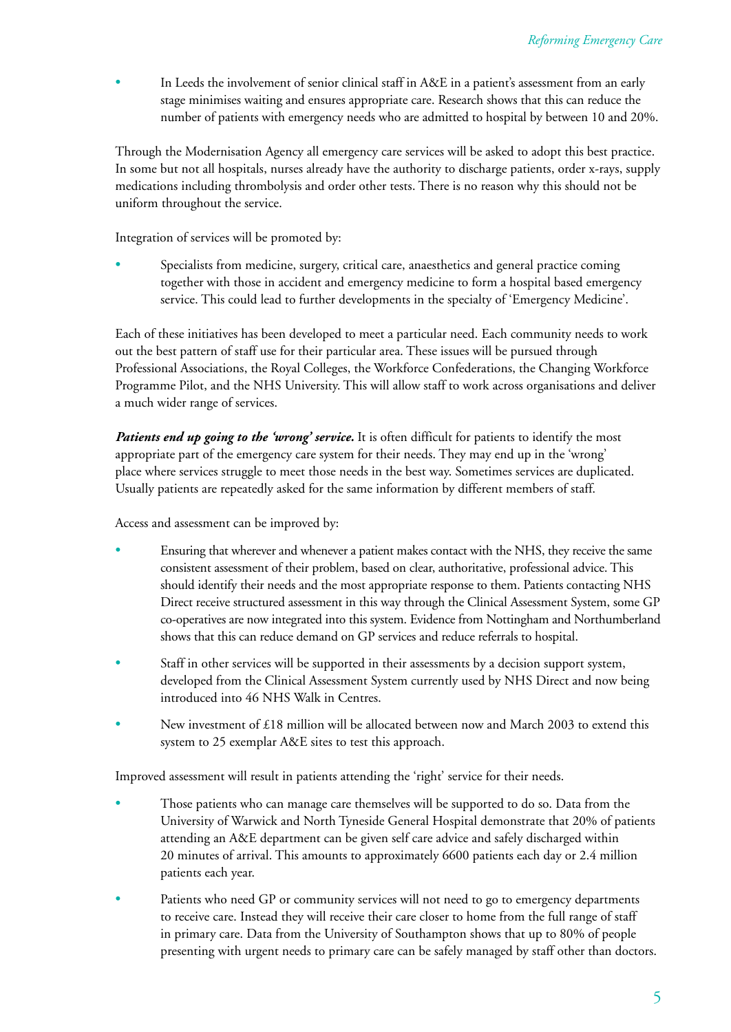- In Leeds the involvement of senior clinical staff in A&E in a patient's assessment from an early stage minimises waiting and ensures appropriate care. Research shows that this can reduce the number of patients with emergency needs who are admitted to hospital by between 10 and 20%.

Through the Modernisation Agency all emergency care services will be asked to adopt this best practice. In some but not all hospitals, nurses already have the authority to discharge patients, order x-rays, supply medications including thrombolysis and order other tests. There is no reason why this should not be uniform throughout the service.

Integration of services will be promoted by:

- Specialists from medicine, surgery, critical care, anaesthetics and general practice coming together with those in accident and emergency medicine to form a hospital based emergency service. This could lead to further developments in the specialty of 'Emergency Medicine'.

Each of these initiatives has been developed to meet a particular need. Each community needs to work out the best pattern of staff use for their particular area. These issues will be pursued through Professional Associations, the Royal Colleges, the Workforce Confederations, the Changing Workforce Programme Pilot, and the NHS University. This will allow staff to work across organisations and deliver a much wider range of services.

***Patients end up going to the 'wrong' service.*** It is often difficult for patients to identify the most appropriate part of the emergency care system for their needs. They may end up in the 'wrong' place where services struggle to meet those needs in the best way. Sometimes services are duplicated. Usually patients are repeatedly asked for the same information by different members of staff.

Access and assessment can be improved by:

- Ensuring that wherever and whenever a patient makes contact with the NHS, they receive the same consistent assessment of their problem, based on clear, authoritative, professional advice. This should identify their needs and the most appropriate response to them. Patients contacting NHS Direct receive structured assessment in this way through the Clinical Assessment System, some GP co-operatives are now integrated into this system. Evidence from Nottingham and Northumberland shows that this can reduce demand on GP services and reduce referrals to hospital.
- Staff in other services will be supported in their assessments by a decision support system, developed from the Clinical Assessment System currently used by NHS Direct and now being introduced into 46 NHS Walk in Centres.
- New investment of £18 million will be allocated between now and March 2003 to extend this system to 25 exemplar A&E sites to test this approach.

Improved assessment will result in patients attending the 'right' service for their needs.

- Those patients who can manage care themselves will be supported to do so. Data from the University of Warwick and North Tyneside General Hospital demonstrate that 20% of patients attending an A&E department can be given self care advice and safely discharged within 20 minutes of arrival. This amounts to approximately 6600 patients each day or 2.4 million patients each year.
- Patients who need GP or community services will not need to go to emergency departments to receive care. Instead they will receive their care closer to home from the full range of staff in primary care. Data from the University of Southampton shows that up to 80% of people presenting with urgent needs to primary care can be safely managed by staff other than doctors.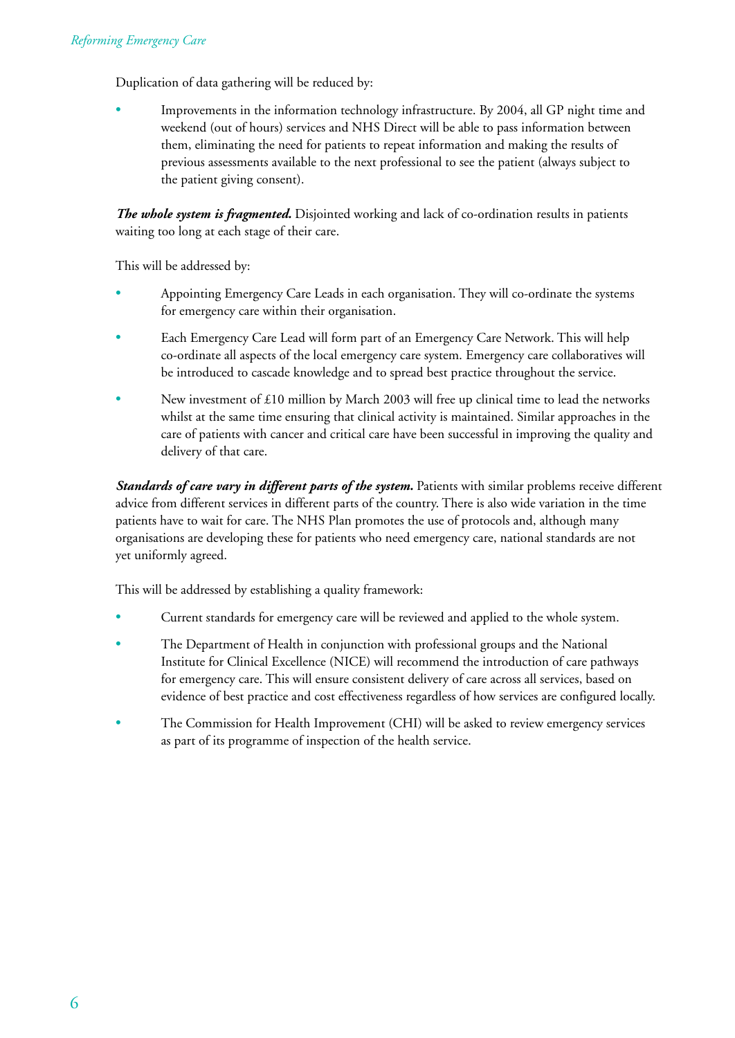Duplication of data gathering will be reduced by:

- Improvements in the information technology infrastructure. By 2004, all GP night time and weekend (out of hours) services and NHS Direct will be able to pass information between them, eliminating the need for patients to repeat information and making the results of previous assessments available to the next professional to see the patient (always subject to the patient giving consent).

***The whole system is fragmented.*** Disjointed working and lack of co-ordination results in patients waiting too long at each stage of their care.

This will be addressed by:

- Appointing Emergency Care Leads in each organisation. They will co-ordinate the systems for emergency care within their organisation.
- Each Emergency Care Lead will form part of an Emergency Care Network. This will help co-ordinate all aspects of the local emergency care system. Emergency care collaboratives will be introduced to cascade knowledge and to spread best practice throughout the service.
- New investment of £10 million by March 2003 will free up clinical time to lead the networks whilst at the same time ensuring that clinical activity is maintained. Similar approaches in the care of patients with cancer and critical care have been successful in improving the quality and delivery of that care.

***Standards of care vary in different parts of the system.*** Patients with similar problems receive different advice from different services in different parts of the country. There is also wide variation in the time patients have to wait for care. The NHS Plan promotes the use of protocols and, although many organisations are developing these for patients who need emergency care, national standards are not yet uniformly agreed.

This will be addressed by establishing a quality framework:

- Current standards for emergency care will be reviewed and applied to the whole system.
- The Department of Health in conjunction with professional groups and the National Institute for Clinical Excellence (NICE) will recommend the introduction of care pathways for emergency care. This will ensure consistent delivery of care across all services, based on evidence of best practice and cost effectiveness regardless of how services are configured locally.
- The Commission for Health Improvement (CHI) will be asked to review emergency services as part of its programme of inspection of the health service.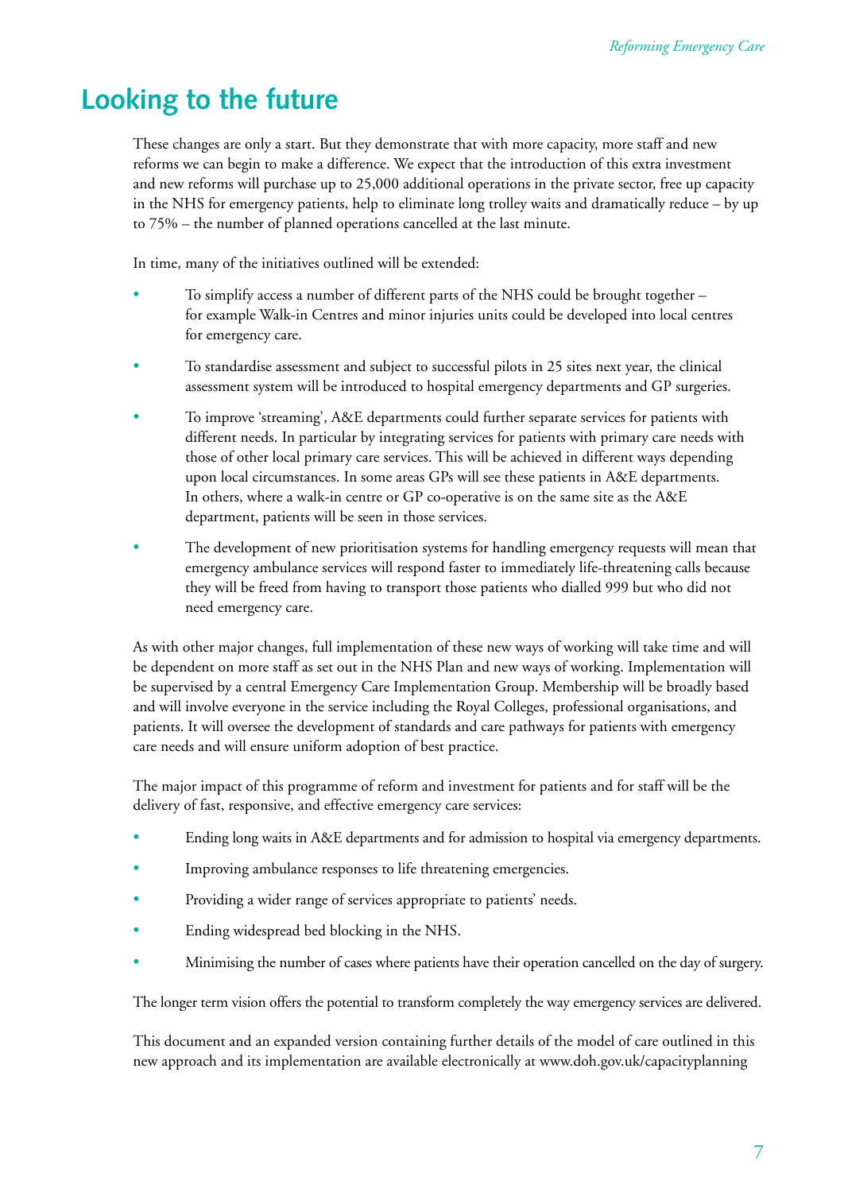# Looking to the future

These changes are only a start. But they demonstrate that with more capacity, more staff and new reforms we can begin to make a difference. We expect that the introduction of this extra investment and new reforms will purchase up to 25,000 additional operations in the private sector, free up capacity in the NHS for emergency patients, help to eliminate long trolley waits and dramatically reduce – by up to 75% – the number of planned operations cancelled at the last minute.

In time, many of the initiatives outlined will be extended:

- To simplify access a number of different parts of the NHS could be brought together – for example Walk-in Centres and minor injuries units could be developed into local centres for emergency care.
- To standardise assessment and subject to successful pilots in 25 sites next year, the clinical assessment system will be introduced to hospital emergency departments and GP surgeries.
- To improve 'streaming', A&E departments could further separate services for patients with different needs. In particular by integrating services for patients with primary care needs with those of other local primary care services. This will be achieved in different ways depending upon local circumstances. In some areas GPs will see these patients in A&E departments. In others, where a walk-in centre or GP co-operative is on the same site as the A&E department, patients will be seen in those services.
- The development of new prioritisation systems for handling emergency requests will mean that emergency ambulance services will respond faster to immediately life-threatening calls because they will be freed from having to transport those patients who dialled 999 but who did not need emergency care.

As with other major changes, full implementation of these new ways of working will take time and will be dependent on more staff as set out in the NHS Plan and new ways of working. Implementation will be supervised by a central Emergency Care Implementation Group. Membership will be broadly based and will involve everyone in the service including the Royal Colleges, professional organisations, and patients. It will oversee the development of standards and care pathways for patients with emergency care needs and will ensure uniform adoption of best practice.

The major impact of this programme of reform and investment for patients and for staff will be the delivery of fast, responsive, and effective emergency care services:

- Ending long waits in A&E departments and for admission to hospital via emergency departments.
- Improving ambulance responses to life threatening emergencies.
- Providing a wider range of services appropriate to patients' needs.
- Ending widespread bed blocking in the NHS.
- Minimising the number of cases where patients have their operation cancelled on the day of surgery.

The longer term vision offers the potential to transform completely the way emergency services are delivered.

This document and an expanded version containing further details of the model of care outlined in this new approach and its implementation are available electronically at www.doh.gov.uk/capacityplanning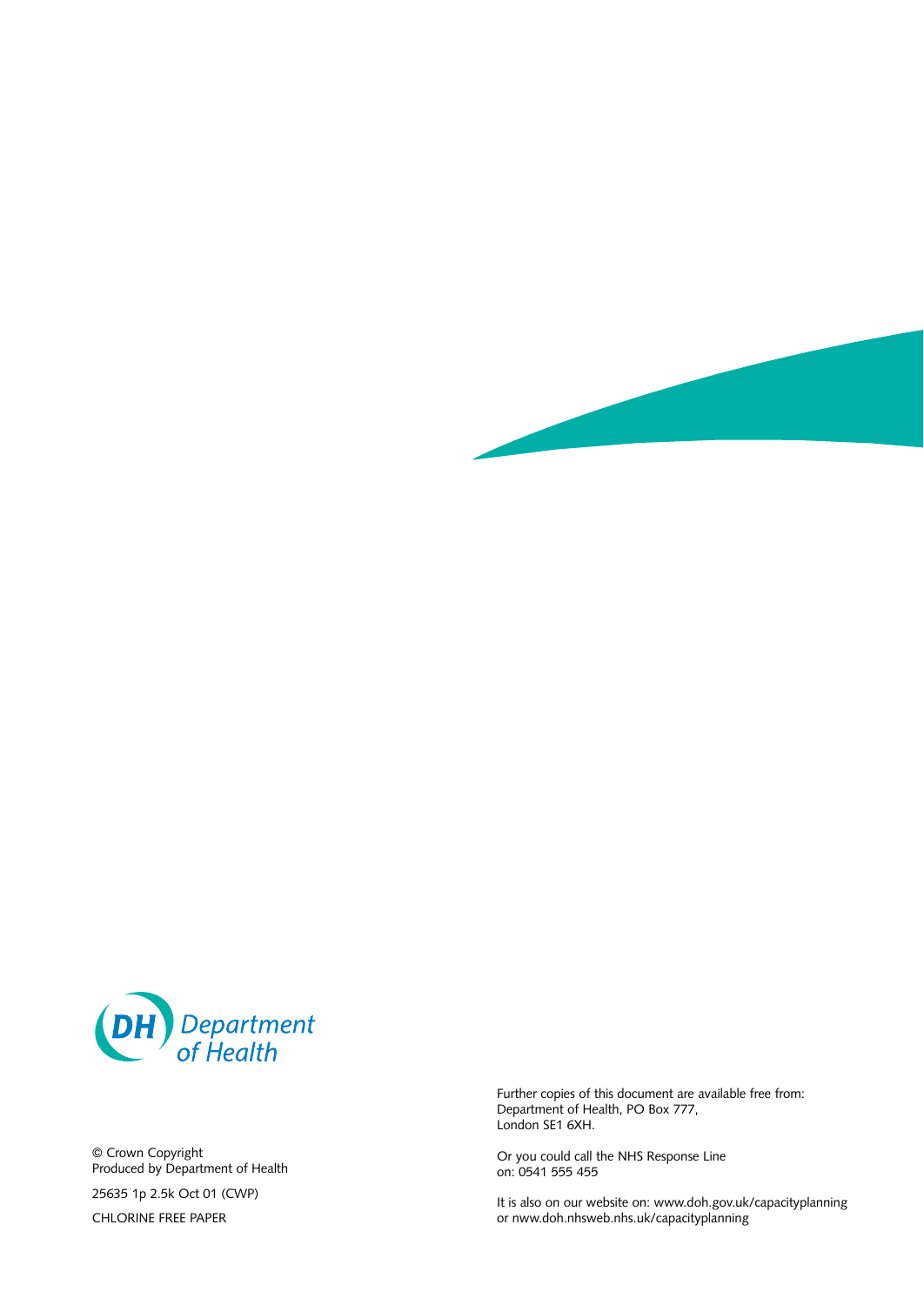Department of Health

© Crown Copyright
Produced by Department of Health

25635 1p 2.5k Oct 01 (CWP)

CHLORINE FREE PAPER

Further copies of this document are available free from:
Department of Health, PO Box 777,
London SE1 6XH.

Or you could call the NHS Response Line
on: 0541 555 455

It is also on our website on: www.doh.gov.uk/capacityplanning
or nww.doh.nhsweb.nhs.uk/capacityplanning